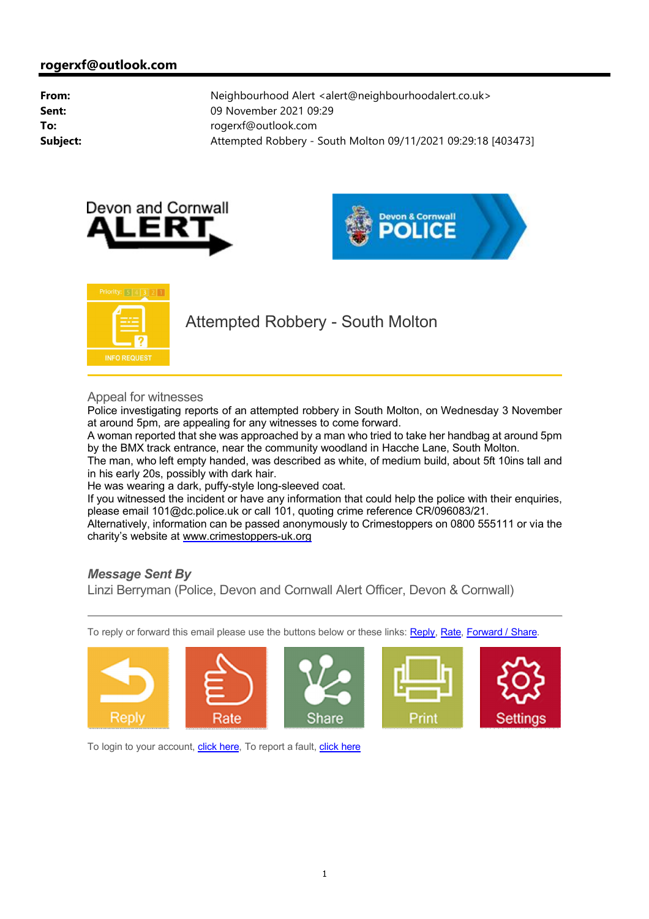**rogerxf@outlook.com**

| | |
|---|---|
| **From:** | Neighbourhood Alert <alert@neighbourhoodalert.co.uk> |
| **Sent:** | 09 November 2021 09:29 |
| **To:** | rogerxf@outlook.com |
| **Subject:** | Attempted Robbery - South Molton 09/11/2021 09:29:18 [403473] |

Devon and Cornwall ALERT

Devon & Cornwall POLICE

Priority: 5 4 3 2 1

INFO REQUEST

# Attempted Robbery - South Molton

## Appeal for witnesses

Police investigating reports of an attempted robbery in South Molton, on Wednesday 3 November at around 5pm, are appealing for any witnesses to come forward.
A woman reported that she was approached by a man who tried to take her handbag at around 5pm by the BMX track entrance, near the community woodland in Hacche Lane, South Molton.
The man, who left empty handed, was described as white, of medium build, about 5ft 10ins tall and in his early 20s, possibly with dark hair.
He was wearing a dark, puffy-style long-sleeved coat.
If you witnessed the incident or have any information that could help the police with their enquiries, please email 101@dc.police.uk or call 101, quoting crime reference CR/096083/21.
Alternatively, information can be passed anonymously to Crimestoppers on 0800 555111 or via the charity's website at www.crimestoppers-uk.org

***Message Sent By***

Linzi Berryman (Police, Devon and Cornwall Alert Officer, Devon & Cornwall)

---

To reply or forward this email please use the buttons below or these links: Reply, Rate, Forward / Share.

Reply | Rate | Share | Print | Settings

To login to your account, click here, To report a fault, click here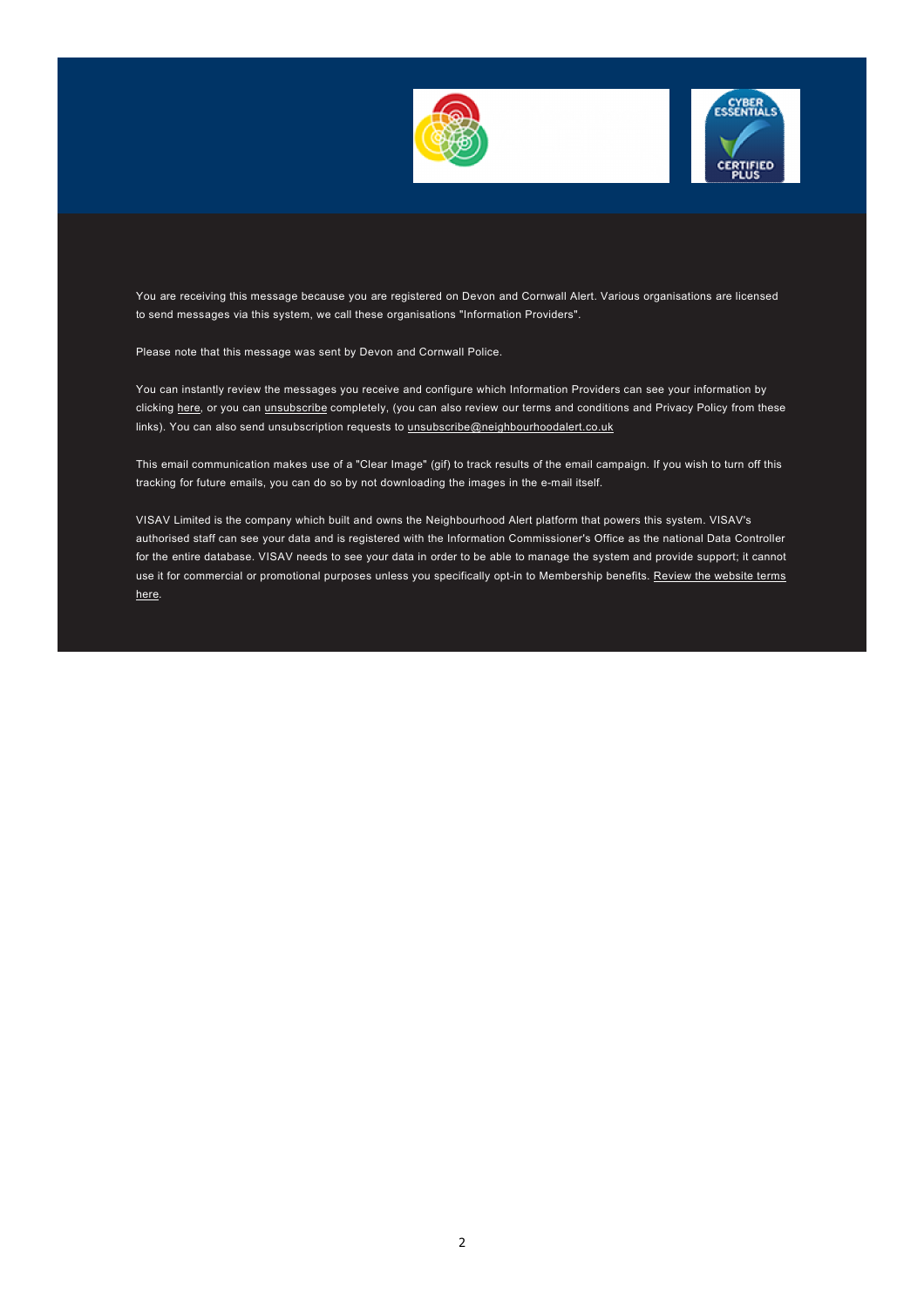You are receiving this message because you are registered on Devon and Cornwall Alert. Various organisations are licensed to send messages via this system, we call these organisations "Information Providers".

Please note that this message was sent by Devon and Cornwall Police.

You can instantly review the messages you receive and configure which Information Providers can see your information by clicking here, or you can unsubscribe completely, (you can also review our terms and conditions and Privacy Policy from these links). You can also send unsubscription requests to unsubscribe@neighbourhoodalert.co.uk

This email communication makes use of a "Clear Image" (gif) to track results of the email campaign. If you wish to turn off this tracking for future emails, you can do so by not downloading the images in the e-mail itself.

VISAV Limited is the company which built and owns the Neighbourhood Alert platform that powers this system. VISAV's authorised staff can see your data and is registered with the Information Commissioner's Office as the national Data Controller for the entire database. VISAV needs to see your data in order to be able to manage the system and provide support; it cannot use it for commercial or promotional purposes unless you specifically opt-in to Membership benefits. Review the website terms here.